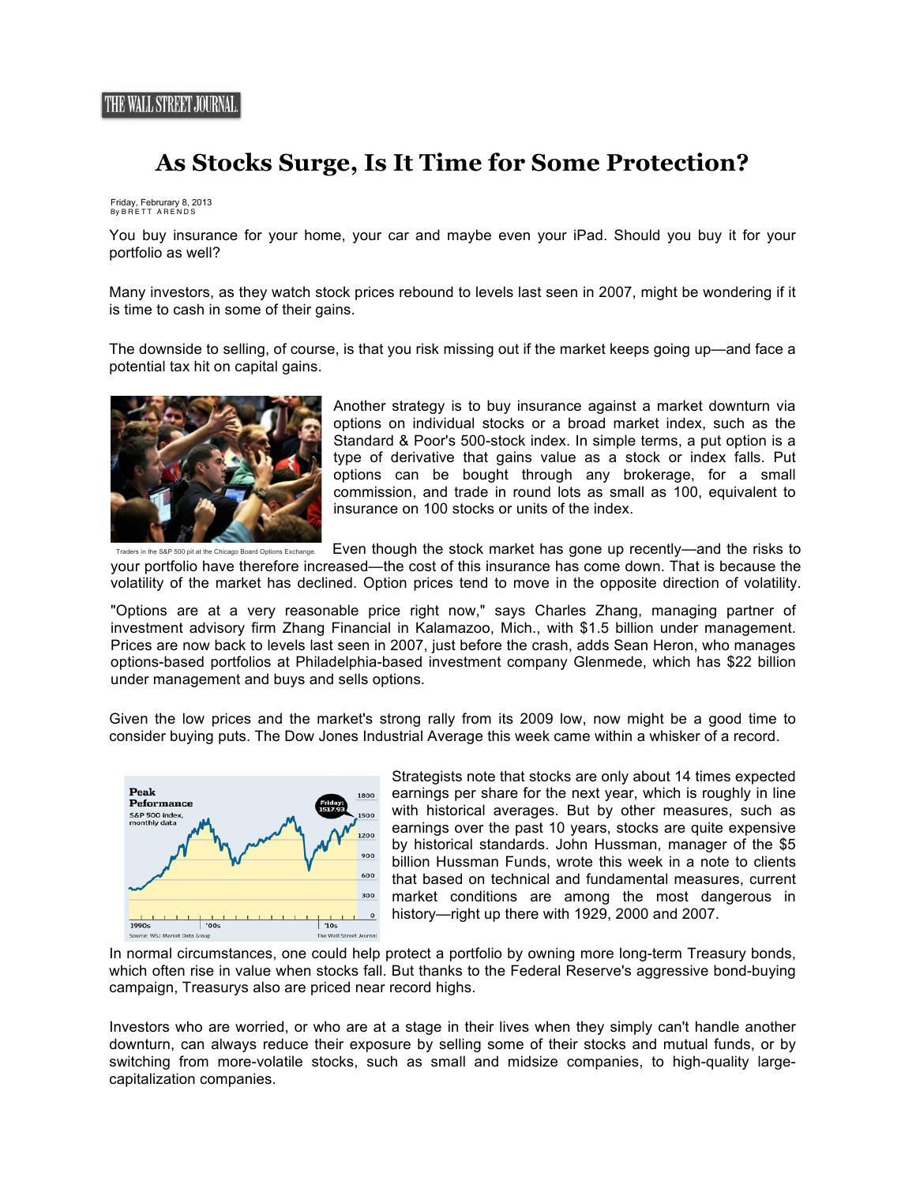THE WALL STREET JOURNAL.

# As Stocks Surge, Is It Time for Some Protection?

Friday, Februrary 8, 2013
By BRETT ARENDS

You buy insurance for your home, your car and maybe even your iPad. Should you buy it for your portfolio as well?

Many investors, as they watch stock prices rebound to levels last seen in 2007, might be wondering if it is time to cash in some of their gains.

The downside to selling, of course, is that you risk missing out if the market keeps going up—and face a potential tax hit on capital gains.

Another strategy is to buy insurance against a market downturn via options on individual stocks or a broad market index, such as the Standard & Poor's 500-stock index. In simple terms, a put option is a type of derivative that gains value as a stock or index falls. Put options can be bought through any brokerage, for a small commission, and trade in round lots as small as 100, equivalent to insurance on 100 stocks or units of the index.

Traders in the S&P 500 pit at the Chicago Board Options Exchange.

Even though the stock market has gone up recently—and the risks to your portfolio have therefore increased—the cost of this insurance has come down. That is because the volatility of the market has declined. Option prices tend to move in the opposite direction of volatility.

"Options are at a very reasonable price right now," says Charles Zhang, managing partner of investment advisory firm Zhang Financial in Kalamazoo, Mich., with $1.5 billion under management. Prices are now back to levels last seen in 2007, just before the crash, adds Sean Heron, who manages options-based portfolios at Philadelphia-based investment company Glenmede, which has $22 billion under management and buys and sells options.

Given the low prices and the market's strong rally from its 2009 low, now might be a good time to consider buying puts. The Dow Jones Industrial Average this week came within a whisker of a record.

Peak Peformance
S&P 500 index, monthly data
Friday: 1517.93
Source: WSJ Market Data Group — The Wall Street Journal

Strategists note that stocks are only about 14 times expected earnings per share for the next year, which is roughly in line with historical averages. But by other measures, such as earnings over the past 10 years, stocks are quite expensive by historical standards. John Hussman, manager of the $5 billion Hussman Funds, wrote this week in a note to clients that based on technical and fundamental measures, current market conditions are among the most dangerous in history—right up there with 1929, 2000 and 2007.

In normal circumstances, one could help protect a portfolio by owning more long-term Treasury bonds, which often rise in value when stocks fall. But thanks to the Federal Reserve's aggressive bond-buying campaign, Treasurys also are priced near record highs.

Investors who are worried, or who are at a stage in their lives when they simply can't handle another downturn, can always reduce their exposure by selling some of their stocks and mutual funds, or by switching from more-volatile stocks, such as small and midsize companies, to high-quality large-capitalization companies.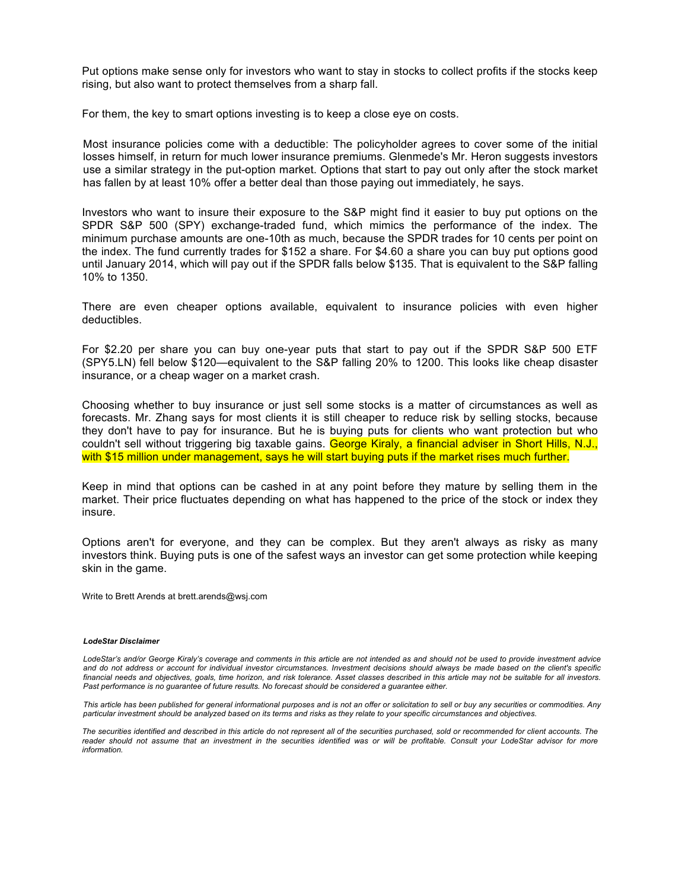Put options make sense only for investors who want to stay in stocks to collect profits if the stocks keep rising, but also want to protect themselves from a sharp fall.

For them, the key to smart options investing is to keep a close eye on costs.

Most insurance policies come with a deductible: The policyholder agrees to cover some of the initial losses himself, in return for much lower insurance premiums. Glenmede's Mr. Heron suggests investors use a similar strategy in the put-option market. Options that start to pay out only after the stock market has fallen by at least 10% offer a better deal than those paying out immediately, he says.

Investors who want to insure their exposure to the S&P might find it easier to buy put options on the SPDR S&P 500 (SPY) exchange-traded fund, which mimics the performance of the index. The minimum purchase amounts are one-10th as much, because the SPDR trades for 10 cents per point on the index. The fund currently trades for $152 a share. For $4.60 a share you can buy put options good until January 2014, which will pay out if the SPDR falls below $135. That is equivalent to the S&P falling 10% to 1350.

There are even cheaper options available, equivalent to insurance policies with even higher deductibles.

For $2.20 per share you can buy one-year puts that start to pay out if the SPDR S&P 500 ETF (SPY5.LN) fell below $120—equivalent to the S&P falling 20% to 1200. This looks like cheap disaster insurance, or a cheap wager on a market crash.

Choosing whether to buy insurance or just sell some stocks is a matter of circumstances as well as forecasts. Mr. Zhang says for most clients it is still cheaper to reduce risk by selling stocks, because they don't have to pay for insurance. But he is buying puts for clients who want protection but who couldn't sell without triggering big taxable gains. George Kiraly, a financial adviser in Short Hills, N.J., with $15 million under management, says he will start buying puts if the market rises much further.

Keep in mind that options can be cashed in at any point before they mature by selling them in the market. Their price fluctuates depending on what has happened to the price of the stock or index they insure.

Options aren't for everyone, and they can be complex. But they aren't always as risky as many investors think. Buying puts is one of the safest ways an investor can get some protection while keeping skin in the game.

Write to Brett Arends at brett.arends@wsj.com

***LodeStar Disclaimer***

*LodeStar's and/or George Kiraly's coverage and comments in this article are not intended as and should not be used to provide investment advice and do not address or account for individual investor circumstances. Investment decisions should always be made based on the client's specific financial needs and objectives, goals, time horizon, and risk tolerance. Asset classes described in this article may not be suitable for all investors. Past performance is no guarantee of future results. No forecast should be considered a guarantee either.*

*This article has been published for general informational purposes and is not an offer or solicitation to sell or buy any securities or commodities. Any particular investment should be analyzed based on its terms and risks as they relate to your specific circumstances and objectives.*

*The securities identified and described in this article do not represent all of the securities purchased, sold or recommended for client accounts. The reader should not assume that an investment in the securities identified was or will be profitable. Consult your LodeStar advisor for more information.*